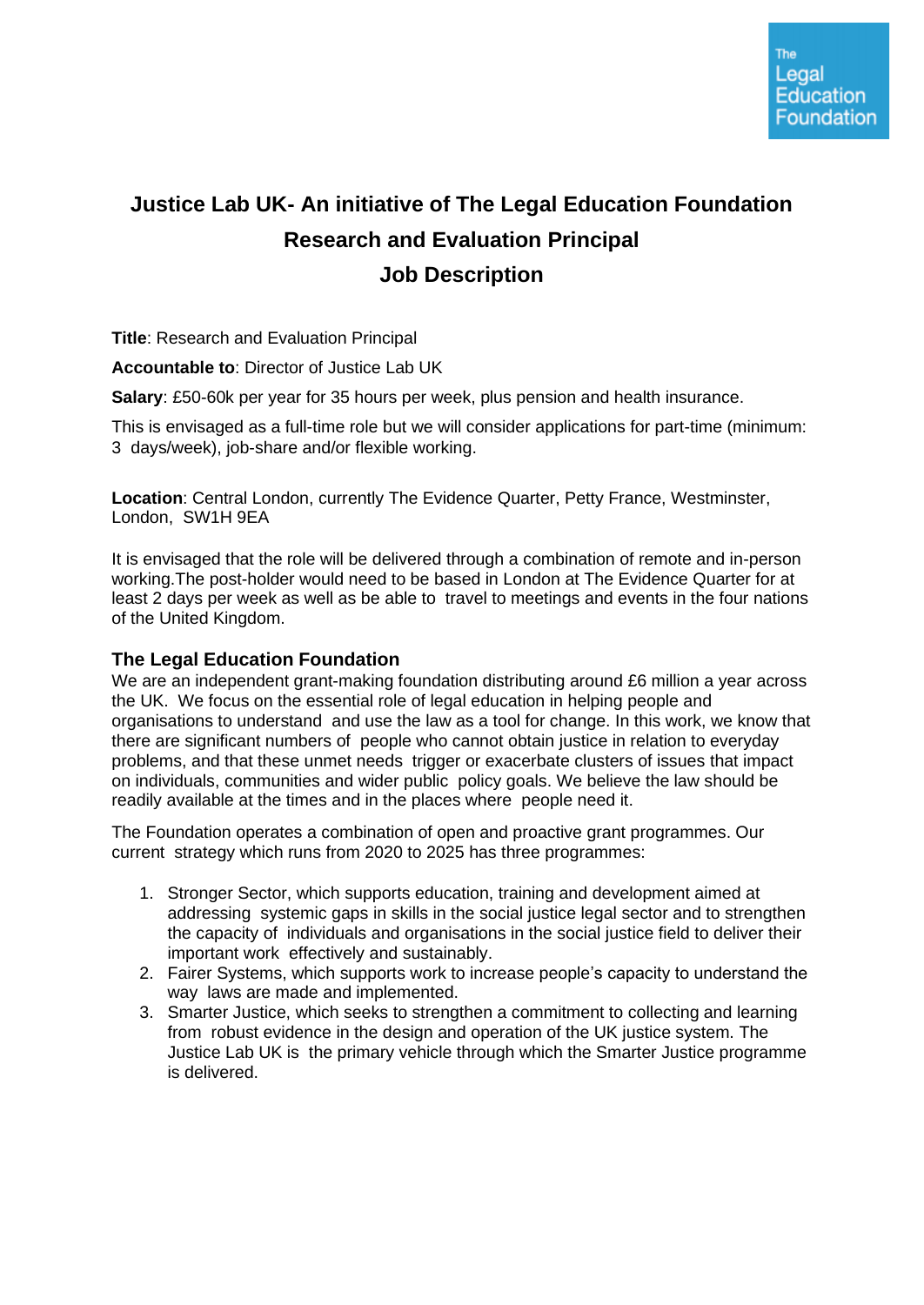The Legal Education Foundation

# Justice Lab UK- An initiative of The Legal Education Foundation

## Research and Evaluation Principal

## Job Description

**Title**: Research and Evaluation Principal

**Accountable to**: Director of Justice Lab UK

**Salary**: £50-60k per year for 35 hours per week, plus pension and health insurance.

This is envisaged as a full-time role but we will consider applications for part-time (minimum: 3 days/week), job-share and/or flexible working.

**Location**: Central London, currently The Evidence Quarter, Petty France, Westminster, London, SW1H 9EA

It is envisaged that the role will be delivered through a combination of remote and in-person working.The post-holder would need to be based in London at The Evidence Quarter for at least 2 days per week as well as be able to travel to meetings and events in the four nations of the United Kingdom.

### The Legal Education Foundation

We are an independent grant-making foundation distributing around £6 million a year across the UK. We focus on the essential role of legal education in helping people and organisations to understand and use the law as a tool for change. In this work, we know that there are significant numbers of people who cannot obtain justice in relation to everyday problems, and that these unmet needs trigger or exacerbate clusters of issues that impact on individuals, communities and wider public policy goals. We believe the law should be readily available at the times and in the places where people need it.

The Foundation operates a combination of open and proactive grant programmes. Our current strategy which runs from 2020 to 2025 has three programmes:

1. Stronger Sector, which supports education, training and development aimed at addressing systemic gaps in skills in the social justice legal sector and to strengthen the capacity of individuals and organisations in the social justice field to deliver their important work effectively and sustainably.
2. Fairer Systems, which supports work to increase people's capacity to understand the way laws are made and implemented.
3. Smarter Justice, which seeks to strengthen a commitment to collecting and learning from robust evidence in the design and operation of the UK justice system. The Justice Lab UK is the primary vehicle through which the Smarter Justice programme is delivered.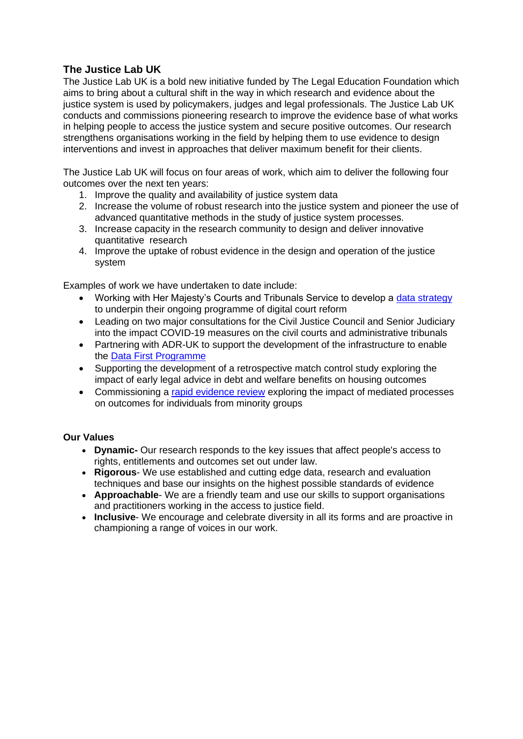## The Justice Lab UK

The Justice Lab UK is a bold new initiative funded by The Legal Education Foundation which aims to bring about a cultural shift in the way in which research and evidence about the justice system is used by policymakers, judges and legal professionals. The Justice Lab UK conducts and commissions pioneering research to improve the evidence base of what works in helping people to access the justice system and secure positive outcomes. Our research strengthens organisations working in the field by helping them to use evidence to design interventions and invest in approaches that deliver maximum benefit for their clients.

The Justice Lab UK will focus on four areas of work, which aim to deliver the following four outcomes over the next ten years:

1. Improve the quality and availability of justice system data
2. Increase the volume of robust research into the justice system and pioneer the use of advanced quantitative methods in the study of justice system processes.
3. Increase capacity in the research community to design and deliver innovative quantitative research
4. Improve the uptake of robust evidence in the design and operation of the justice system

Examples of work we have undertaken to date include:

- Working with Her Majesty's Courts and Tribunals Service to develop a data strategy to underpin their ongoing programme of digital court reform
- Leading on two major consultations for the Civil Justice Council and Senior Judiciary into the impact COVID-19 measures on the civil courts and administrative tribunals
- Partnering with ADR-UK to support the development of the infrastructure to enable the Data First Programme
- Supporting the development of a retrospective match control study exploring the impact of early legal advice in debt and welfare benefits on housing outcomes
- Commissioning a rapid evidence review exploring the impact of mediated processes on outcomes for individuals from minority groups

### Our Values

- **Dynamic-** Our research responds to the key issues that affect people's access to rights, entitlements and outcomes set out under law.
- **Rigorous**- We use established and cutting edge data, research and evaluation techniques and base our insights on the highest possible standards of evidence
- **Approachable**- We are a friendly team and use our skills to support organisations and practitioners working in the access to justice field.
- **Inclusive**- We encourage and celebrate diversity in all its forms and are proactive in championing a range of voices in our work.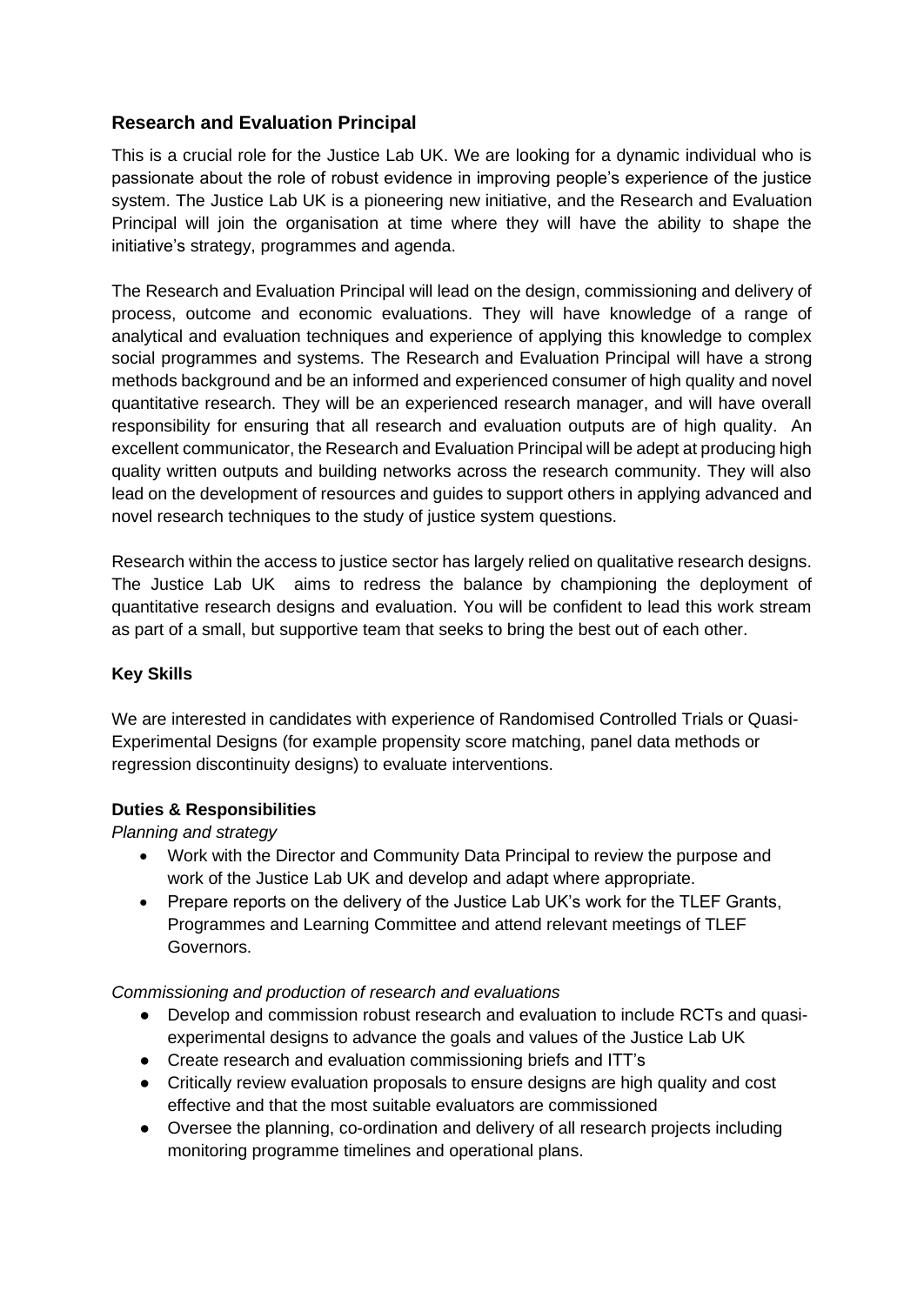## Research and Evaluation Principal

This is a crucial role for the Justice Lab UK. We are looking for a dynamic individual who is passionate about the role of robust evidence in improving people's experience of the justice system. The Justice Lab UK is a pioneering new initiative, and the Research and Evaluation Principal will join the organisation at time where they will have the ability to shape the initiative's strategy, programmes and agenda.

The Research and Evaluation Principal will lead on the design, commissioning and delivery of process, outcome and economic evaluations. They will have knowledge of a range of analytical and evaluation techniques and experience of applying this knowledge to complex social programmes and systems. The Research and Evaluation Principal will have a strong methods background and be an informed and experienced consumer of high quality and novel quantitative research. They will be an experienced research manager, and will have overall responsibility for ensuring that all research and evaluation outputs are of high quality. An excellent communicator, the Research and Evaluation Principal will be adept at producing high quality written outputs and building networks across the research community. They will also lead on the development of resources and guides to support others in applying advanced and novel research techniques to the study of justice system questions.

Research within the access to justice sector has largely relied on qualitative research designs. The Justice Lab UK aims to redress the balance by championing the deployment of quantitative research designs and evaluation. You will be confident to lead this work stream as part of a small, but supportive team that seeks to bring the best out of each other.

### Key Skills

We are interested in candidates with experience of Randomised Controlled Trials or Quasi-Experimental Designs (for example propensity score matching, panel data methods or regression discontinuity designs) to evaluate interventions.

### Duties & Responsibilities

*Planning and strategy*

- Work with the Director and Community Data Principal to review the purpose and work of the Justice Lab UK and develop and adapt where appropriate.
- Prepare reports on the delivery of the Justice Lab UK's work for the TLEF Grants, Programmes and Learning Committee and attend relevant meetings of TLEF Governors.

*Commissioning and production of research and evaluations*

- Develop and commission robust research and evaluation to include RCTs and quasi-experimental designs to advance the goals and values of the Justice Lab UK
- Create research and evaluation commissioning briefs and ITT's
- Critically review evaluation proposals to ensure designs are high quality and cost effective and that the most suitable evaluators are commissioned
- Oversee the planning, co-ordination and delivery of all research projects including monitoring programme timelines and operational plans.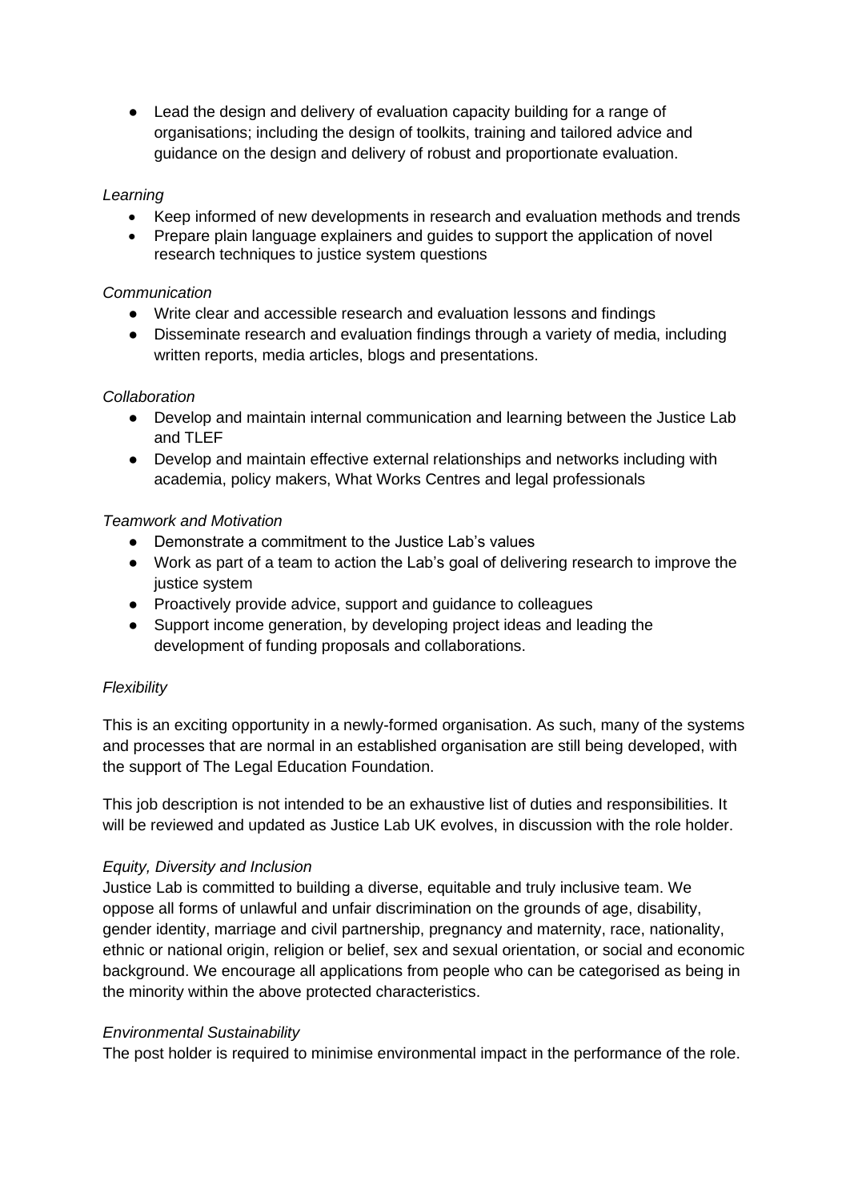- Lead the design and delivery of evaluation capacity building for a range of organisations; including the design of toolkits, training and tailored advice and guidance on the design and delivery of robust and proportionate evaluation.

*Learning*

- Keep informed of new developments in research and evaluation methods and trends
- Prepare plain language explainers and guides to support the application of novel research techniques to justice system questions

*Communication*

- Write clear and accessible research and evaluation lessons and findings
- Disseminate research and evaluation findings through a variety of media, including written reports, media articles, blogs and presentations.

*Collaboration*

- Develop and maintain internal communication and learning between the Justice Lab and TLEF
- Develop and maintain effective external relationships and networks including with academia, policy makers, What Works Centres and legal professionals

*Teamwork and Motivation*

- Demonstrate a commitment to the Justice Lab's values
- Work as part of a team to action the Lab's goal of delivering research to improve the justice system
- Proactively provide advice, support and guidance to colleagues
- Support income generation, by developing project ideas and leading the development of funding proposals and collaborations.

*Flexibility*

This is an exciting opportunity in a newly-formed organisation. As such, many of the systems and processes that are normal in an established organisation are still being developed, with the support of The Legal Education Foundation.

This job description is not intended to be an exhaustive list of duties and responsibilities. It will be reviewed and updated as Justice Lab UK evolves, in discussion with the role holder.

*Equity, Diversity and Inclusion*

Justice Lab is committed to building a diverse, equitable and truly inclusive team. We oppose all forms of unlawful and unfair discrimination on the grounds of age, disability, gender identity, marriage and civil partnership, pregnancy and maternity, race, nationality, ethnic or national origin, religion or belief, sex and sexual orientation, or social and economic background. We encourage all applications from people who can be categorised as being in the minority within the above protected characteristics.

*Environmental Sustainability*

The post holder is required to minimise environmental impact in the performance of the role.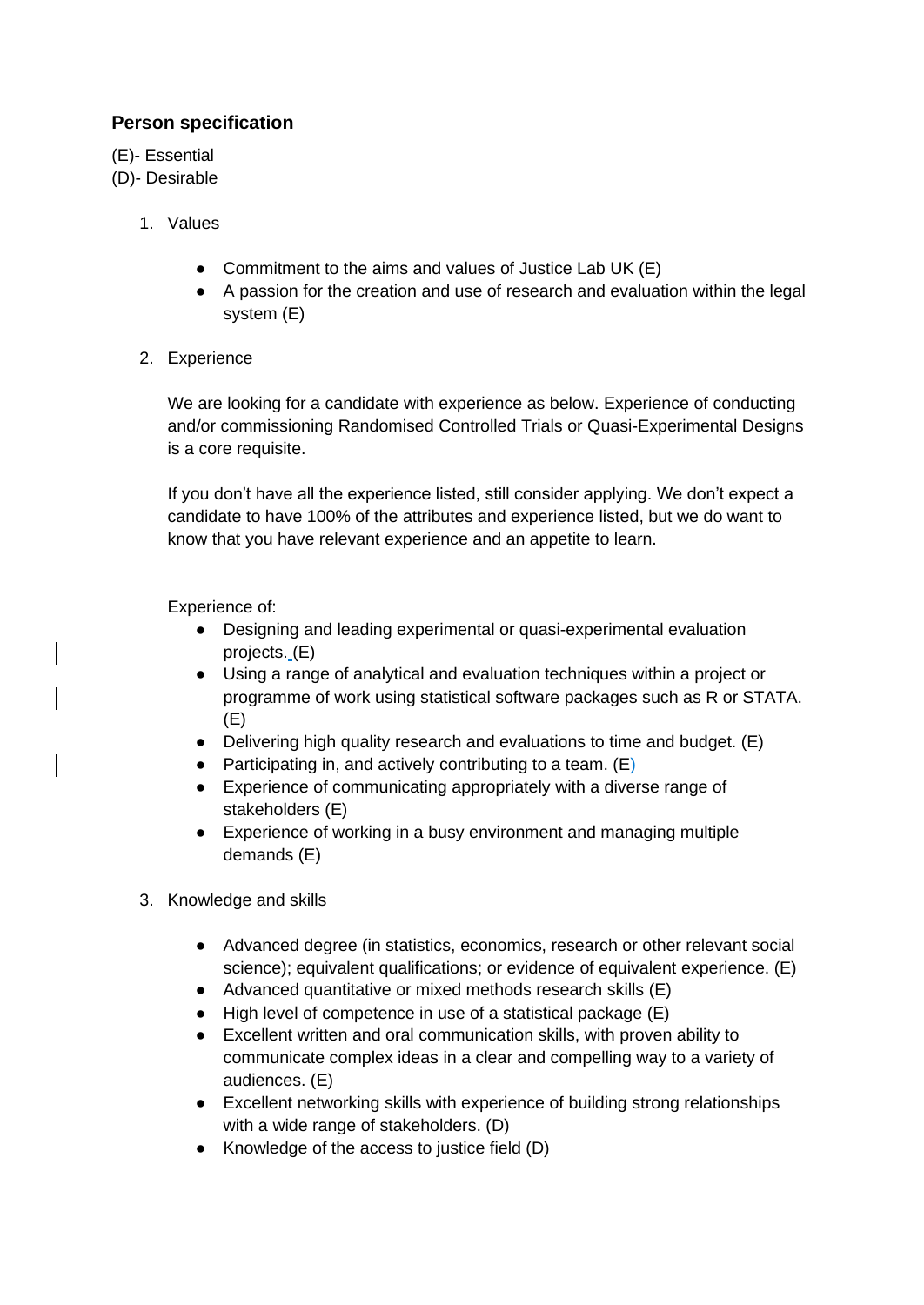## Person specification

(E)- Essential
(D)- Desirable

1. Values

    - Commitment to the aims and values of Justice Lab UK (E)
    - A passion for the creation and use of research and evaluation within the legal system (E)

2. Experience

    We are looking for a candidate with experience as below. Experience of conducting and/or commissioning Randomised Controlled Trials or Quasi-Experimental Designs is a core requisite.

    If you don't have all the experience listed, still consider applying. We don't expect a candidate to have 100% of the attributes and experience listed, but we do want to know that you have relevant experience and an appetite to learn.

    Experience of:

    - Designing and leading experimental or quasi-experimental evaluation projects. (E)
    - Using a range of analytical and evaluation techniques within a project or programme of work using statistical software packages such as R or STATA. (E)
    - Delivering high quality research and evaluations to time and budget. (E)
    - Participating in, and actively contributing to a team. (E)
    - Experience of communicating appropriately with a diverse range of stakeholders (E)
    - Experience of working in a busy environment and managing multiple demands (E)

3. Knowledge and skills

    - Advanced degree (in statistics, economics, research or other relevant social science); equivalent qualifications; or evidence of equivalent experience. (E)
    - Advanced quantitative or mixed methods research skills (E)
    - High level of competence in use of a statistical package (E)
    - Excellent written and oral communication skills, with proven ability to communicate complex ideas in a clear and compelling way to a variety of audiences. (E)
    - Excellent networking skills with experience of building strong relationships with a wide range of stakeholders. (D)
    - Knowledge of the access to justice field (D)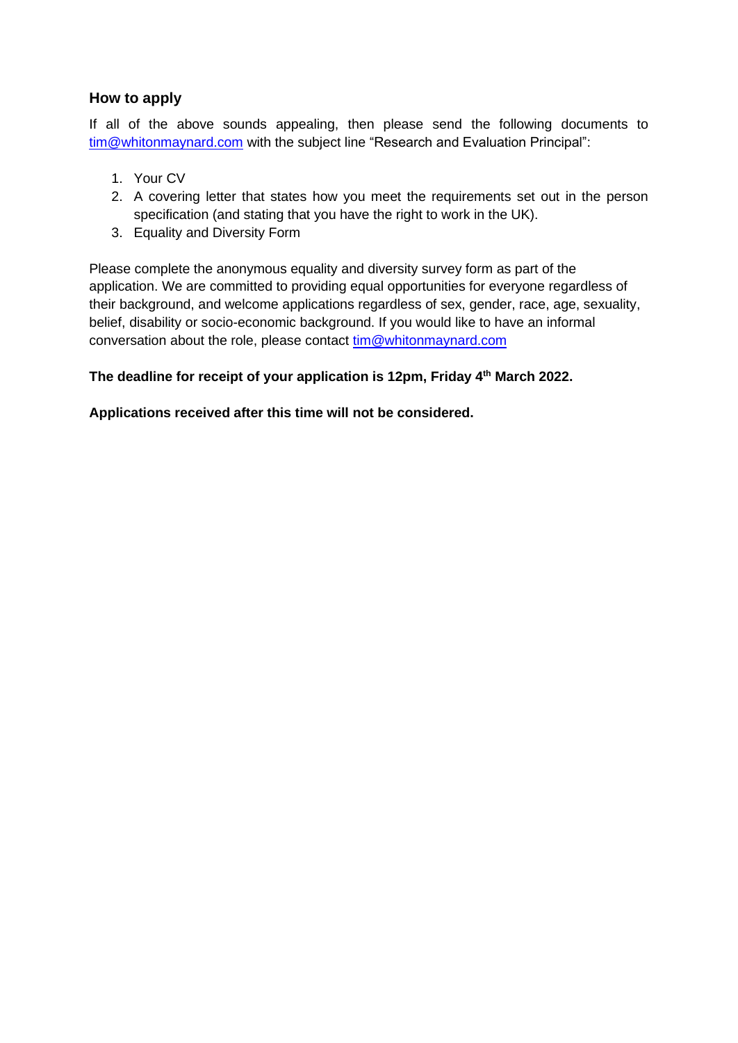## How to apply

If all of the above sounds appealing, then please send the following documents to tim@whitonmaynard.com with the subject line "Research and Evaluation Principal":

1. Your CV
2. A covering letter that states how you meet the requirements set out in the person specification (and stating that you have the right to work in the UK).
3. Equality and Diversity Form

Please complete the anonymous equality and diversity survey form as part of the application. We are committed to providing equal opportunities for everyone regardless of their background, and welcome applications regardless of sex, gender, race, age, sexuality, belief, disability or socio-economic background. If you would like to have an informal conversation about the role, please contact tim@whitonmaynard.com

**The deadline for receipt of your application is 12pm, Friday 4th March 2022.**

**Applications received after this time will not be considered.**